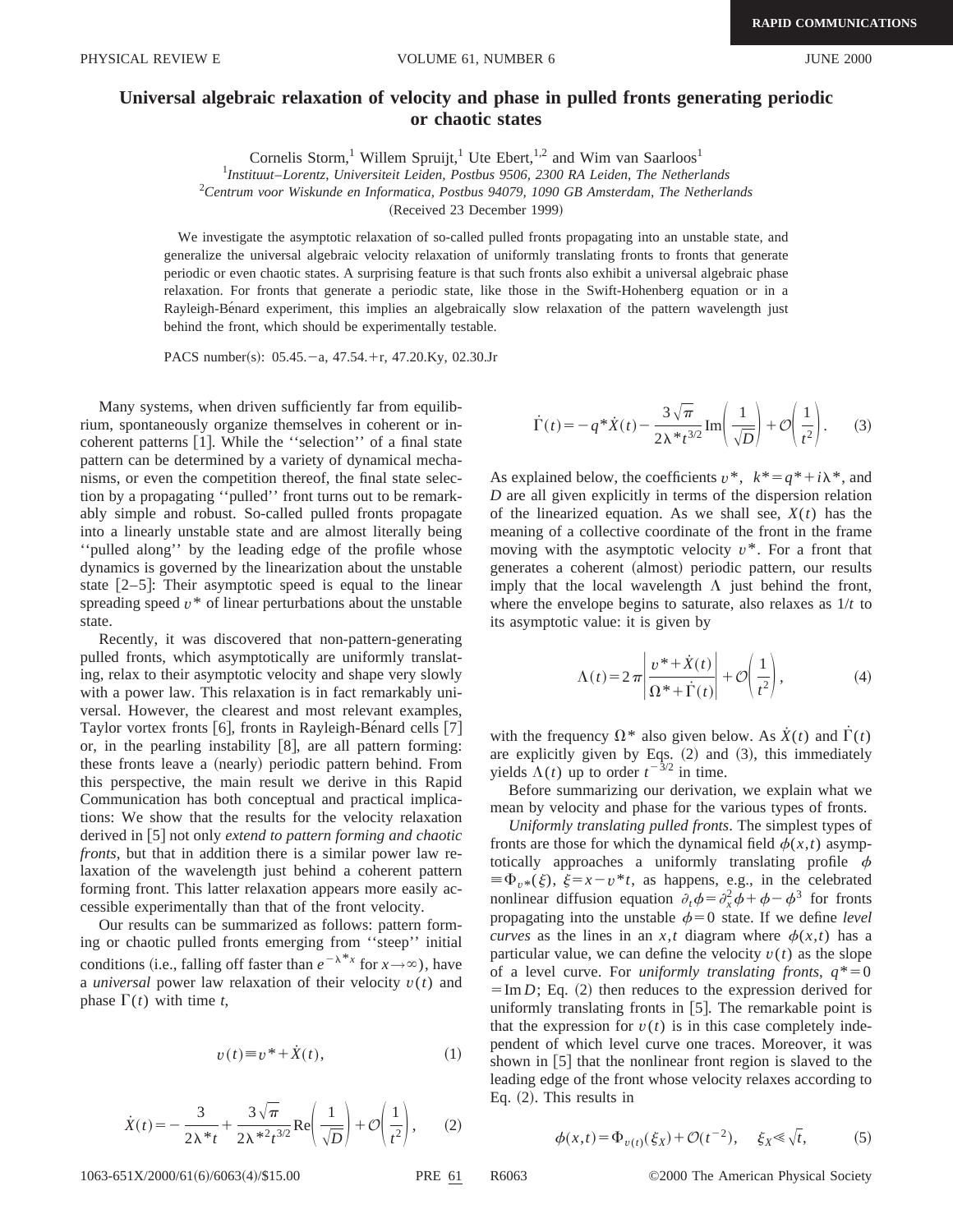# Universal algebraic relaxation of velocity and phase in pulled fronts generating periodic or chaotic states

Cornelis Storm,[1] Willem Spruijt,[1] Ute Ebert,[1,2] and Wim van Saarloos[1]

[1]*Instituut–Lorentz, Universiteit Leiden, Postbus 9506, 2300 RA Leiden, The Netherlands*

[2]*Centrum voor Wiskunde en Informatica, Postbus 94079, 1090 GB Amsterdam, The Netherlands*

(Received 23 December 1999)

We investigate the asymptotic relaxation of so-called pulled fronts propagating into an unstable state, and generalize the universal algebraic velocity relaxation of uniformly translating fronts to fronts that generate periodic or even chaotic states. A surprising feature is that such fronts also exhibit a universal algebraic phase relaxation. For fronts that generate a periodic state, like those in the Swift-Hohenberg equation or in a Rayleigh-Bénard experiment, this implies an algebraically slow relaxation of the pattern wavelength just behind the front, which should be experimentally testable.

PACS number(s): 05.45.−a, 47.54.+r, 47.20.Ky, 02.30.Jr

Many systems, when driven sufficiently far from equilibrium, spontaneously organize themselves in coherent or incoherent patterns [1]. While the ''selection'' of a final state pattern can be determined by a variety of dynamical mechanisms, or even the competition thereof, the final state selection by a propagating ''pulled'' front turns out to be remarkably simple and robust. So-called pulled fronts propagate into a linearly unstable state and are almost literally being ''pulled along'' by the leading edge of the profile whose dynamics is governed by the linearization about the unstable state [2–5]: Their asymptotic speed is equal to the linear spreading speed $v^*$ of linear perturbations about the unstable state.

Recently, it was discovered that non-pattern-generating pulled fronts, which asymptotically are uniformly translating, relax to their asymptotic velocity and shape very slowly with a power law. This relaxation is in fact remarkably universal. However, the clearest and most relevant examples, Taylor vortex fronts [6], fronts in Rayleigh-Bénard cells [7] or, in the pearling instability [8], are all pattern forming: these fronts leave a (nearly) periodic pattern behind. From this perspective, the main result we derive in this Rapid Communication has both conceptual and practical implications: We show that the results for the velocity relaxation derived in [5] not only *extend to pattern forming and chaotic fronts*, but that in addition there is a similar power law relaxation of the wavelength just behind a coherent pattern forming front. This latter relaxation appears more easily accessible experimentally than that of the front velocity.

Our results can be summarized as follows: pattern forming or chaotic pulled fronts emerging from ''steep'' initial conditions (i.e., falling off faster than $e^{-\lambda^* x}$ for $x\to\infty$), have a *universal* power law relaxation of their velocity $v(t)$ and phase $\Gamma(t)$ with time $t$,

$$v(t)\equiv v^*+\dot{X}(t), \tag{1}$$

$$\dot{X}(t)=-\frac{3}{2\lambda^* t}+\frac{3\sqrt{\pi}}{2\lambda^{*2}t^{3/2}}\mathrm{Re}\left(\frac{1}{\sqrt{D}}\right)+\mathcal{O}\left(\frac{1}{t^2}\right), \tag{2}$$

$$\dot{\Gamma}(t)=-q^*\dot{X}(t)-\frac{3\sqrt{\pi}}{2\lambda^* t^{3/2}}\mathrm{Im}\left(\frac{1}{\sqrt{D}}\right)+\mathcal{O}\left(\frac{1}{t^2}\right). \tag{3}$$

As explained below, the coefficients $v^*$, $k^*=q^*+i\lambda^*$, and $D$ are all given explicitly in terms of the dispersion relation of the linearized equation. As we shall see, $X(t)$ has the meaning of a collective coordinate of the front in the frame moving with the asymptotic velocity $v^*$. For a front that generates a coherent (almost) periodic pattern, our results imply that the local wavelength $\Lambda$ just behind the front, where the envelope begins to saturate, also relaxes as $1/t$ to its asymptotic value: it is given by

$$\Lambda(t)=2\pi\left|\frac{v^*+\dot{X}(t)}{\Omega^*+\dot{\Gamma}(t)}\right|+\mathcal{O}\left(\frac{1}{t^2}\right), \tag{4}$$

with the frequency $\Omega^*$ also given below. As $\dot{X}(t)$ and $\dot{\Gamma}(t)$ are explicitly given by Eqs. (2) and (3), this immediately yields $\Lambda(t)$ up to order $t^{-3/2}$ in time.

Before summarizing our derivation, we explain what we mean by velocity and phase for the various types of fronts.

*Uniformly translating pulled fronts*. The simplest types of fronts are those for which the dynamical field $\phi(x,t)$ asymptotically approaches a uniformly translating profile $\phi\equiv\Phi_{v^*}(\xi)$, $\xi=x-v^*t$, as happens, e.g., in the celebrated nonlinear diffusion equation $\partial_t\phi=\partial_x^2\phi+\phi-\phi^3$ for fronts propagating into the unstable $\phi=0$ state. If we define *level curves* as the lines in an $x,t$ diagram where $\phi(x,t)$ has a particular value, we can define the velocity $v(t)$ as the slope of a level curve. For *uniformly translating fronts*, $q^*=0=\mathrm{Im}\,D$; Eq. (2) then reduces to the expression derived for uniformly translating fronts in [5]. The remarkable point is that the expression for $v(t)$ is in this case completely independent of which level curve one traces. Moreover, it was shown in [5] that the nonlinear front region is slaved to the leading edge of the front whose velocity relaxes according to Eq. (2). This results in

$$\phi(x,t)=\Phi_{v(t)}(\xi_X)+\mathcal{O}(t^{-2}),\quad \xi_X\ll\sqrt{t}, \tag{5}$$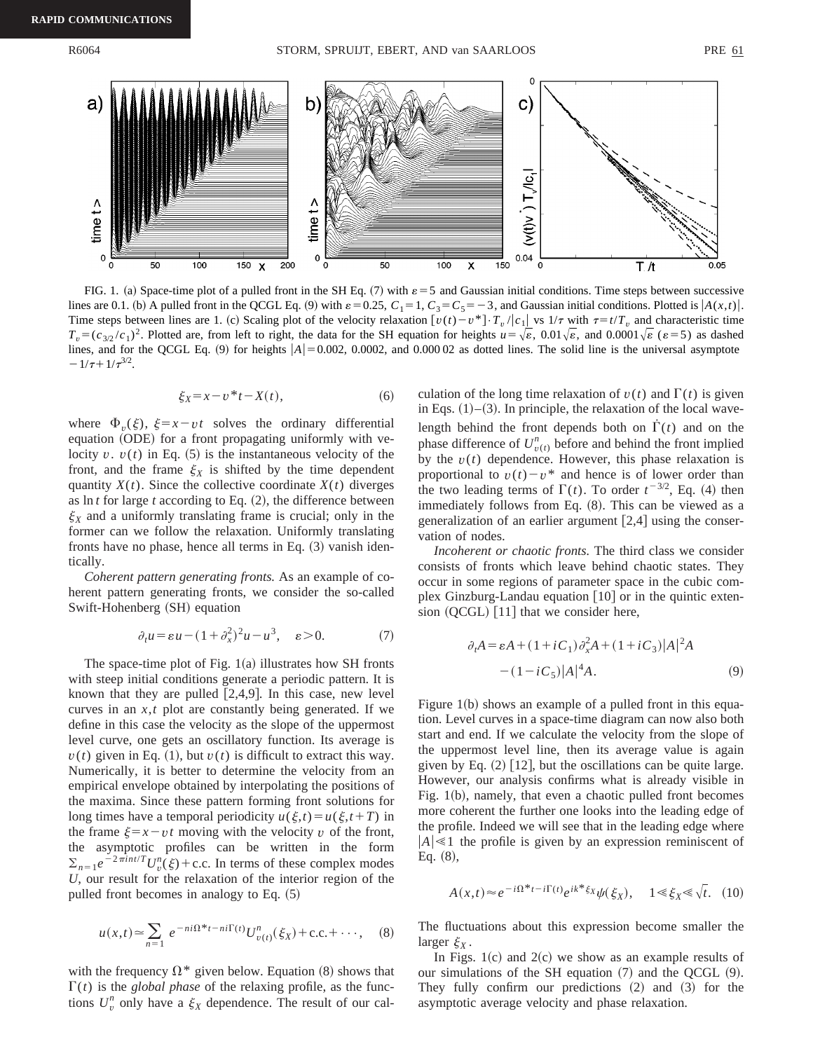FIG. 1. (a) Space-time plot of a pulled front in the SH Eq. (7) with $\varepsilon=5$ and Gaussian initial conditions. Time steps between successive lines are 0.1. (b) A pulled front in the QCGL Eq. (9) with $\varepsilon=0.25$, $C_1=1$, $C_3=C_5=-3$, and Gaussian initial conditions. Plotted is $|A(x,t)|$. Time steps between lines are 1. (c) Scaling plot of the velocity relaxation $[v(t)-v^*]\cdot T_v/|c_1|$ vs $1/\tau$ with $\tau=t/T_v$ and characteristic time $T_v=(c_{3/2}/c_1)^2$. Plotted are, from left to right, the data for the SH equation for heights $u=\sqrt{\varepsilon}$, $0.01\sqrt{\varepsilon}$, and $0.0001\sqrt{\varepsilon}$ ($\varepsilon=5$) as dashed lines, and for the QCGL Eq. (9) for heights $|A|=0.002$, 0.0002, and 0.000 02 as dotted lines. The solid line is the universal asymptote $-1/\tau+1/\tau^{3/2}$.

$$\xi_X = x - v^* t - X(t), \tag{6}$$

where $\Phi_v(\xi)$, $\xi=x-vt$ solves the ordinary differential equation (ODE) for a front propagating uniformly with velocity $v$. $v(t)$ in Eq. (5) is the instantaneous velocity of the front, and the frame $\xi_X$ is shifted by the time dependent quantity $X(t)$. Since the collective coordinate $X(t)$ diverges as $\ln t$ for large $t$ according to Eq. (2), the difference between $\xi_X$ and a uniformly translating frame is crucial; only in the former can we follow the relaxation. Uniformly translating fronts have no phase, hence all terms in Eq. (3) vanish identically.

*Coherent pattern generating fronts.* As an example of coherent pattern generating fronts, we consider the so-called Swift-Hohenberg (SH) equation

$$\partial_t u = \varepsilon u - (1+\partial_x^2)^2 u - u^3, \quad \varepsilon>0. \tag{7}$$

The space-time plot of Fig. 1(a) illustrates how SH fronts with steep initial conditions generate a periodic pattern. It is known that they are pulled [2,4,9]. In this case, new level curves in an $x,t$ plot are constantly being generated. If we define in this case the velocity as the slope of the uppermost level curve, one gets an oscillatory function. Its average is $v(t)$ given in Eq. (1), but $v(t)$ is difficult to extract this way. Numerically, it is better to determine the velocity from an empirical envelope obtained by interpolating the positions of the maxima. Since these pattern forming front solutions for long times have a temporal periodicity $u(\xi,t)=u(\xi,t+T)$ in the frame $\xi=x-vt$ moving with the velocity $v$ of the front, the asymptotic profiles can be written in the form $\Sigma_{n=1} e^{-2\pi i n t/T} U_v^n(\xi)+\text{c.c.}$ In terms of these complex modes $U$, our result for the relaxation of the interior region of the pulled front becomes in analogy to Eq. (5)

$$u(x,t) \simeq \sum_{n=1} e^{-ni\Omega^* t - ni\Gamma(t)} U^n_{v(t)}(\xi_X) + \text{c.c.} + \cdots, \tag{8}$$

with the frequency $\Omega^*$ given below. Equation (8) shows that $\Gamma(t)$ is the *global phase* of the relaxing profile, as the functions $U_v^n$ only have a $\xi_X$ dependence. The result of our calculation of the long time relaxation of $v(t)$ and $\Gamma(t)$ is given in Eqs. (1)–(3). In principle, the relaxation of the local wavelength behind the front depends both on $\dot{\Gamma}(t)$ and on the phase difference of $U^n_{v(t)}$ before and behind the front implied by the $v(t)$ dependence. However, this phase relaxation is proportional to $v(t)-v^*$ and hence is of lower order than the two leading terms of $\Gamma(t)$. To order $t^{-3/2}$, Eq. (4) then immediately follows from Eq. (8). This can be viewed as a generalization of an earlier argument [2,4] using the conservation of nodes.

*Incoherent or chaotic fronts.* The third class we consider consists of fronts which leave behind chaotic states. They occur in some regions of parameter space in the cubic complex Ginzburg-Landau equation [10] or in the quintic extension (QCGL) [11] that we consider here,

$$\partial_t A = \varepsilon A + (1+iC_1)\partial_x^2 A + (1+iC_3)|A|^2 A - (1-iC_5)|A|^4 A. \tag{9}$$

Figure 1(b) shows an example of a pulled front in this equation. Level curves in a space-time diagram can now also both start and end. If we calculate the velocity from the slope of the uppermost level line, then its average value is again given by Eq. (2) [12], but the oscillations can be quite large. However, our analysis confirms what is already visible in Fig. 1(b), namely, that even a chaotic pulled front becomes more coherent the further one looks into the leading edge of the profile. Indeed we will see that in the leading edge where $|A|\ll 1$ the profile is given by an expression reminiscent of Eq. (8),

$$A(x,t) \approx e^{-i\Omega^* t - i\Gamma(t)} e^{ik^* \xi_X} \psi(\xi_X), \quad 1 \ll \xi_X \ll \sqrt{t}. \tag{10}$$

The fluctuations about this expression become smaller the larger $\xi_X$.

In Figs. 1(c) and 2(c) we show as an example results of our simulations of the SH equation (7) and the QCGL (9). They fully confirm our predictions (2) and (3) for the asymptotic average velocity and phase relaxation.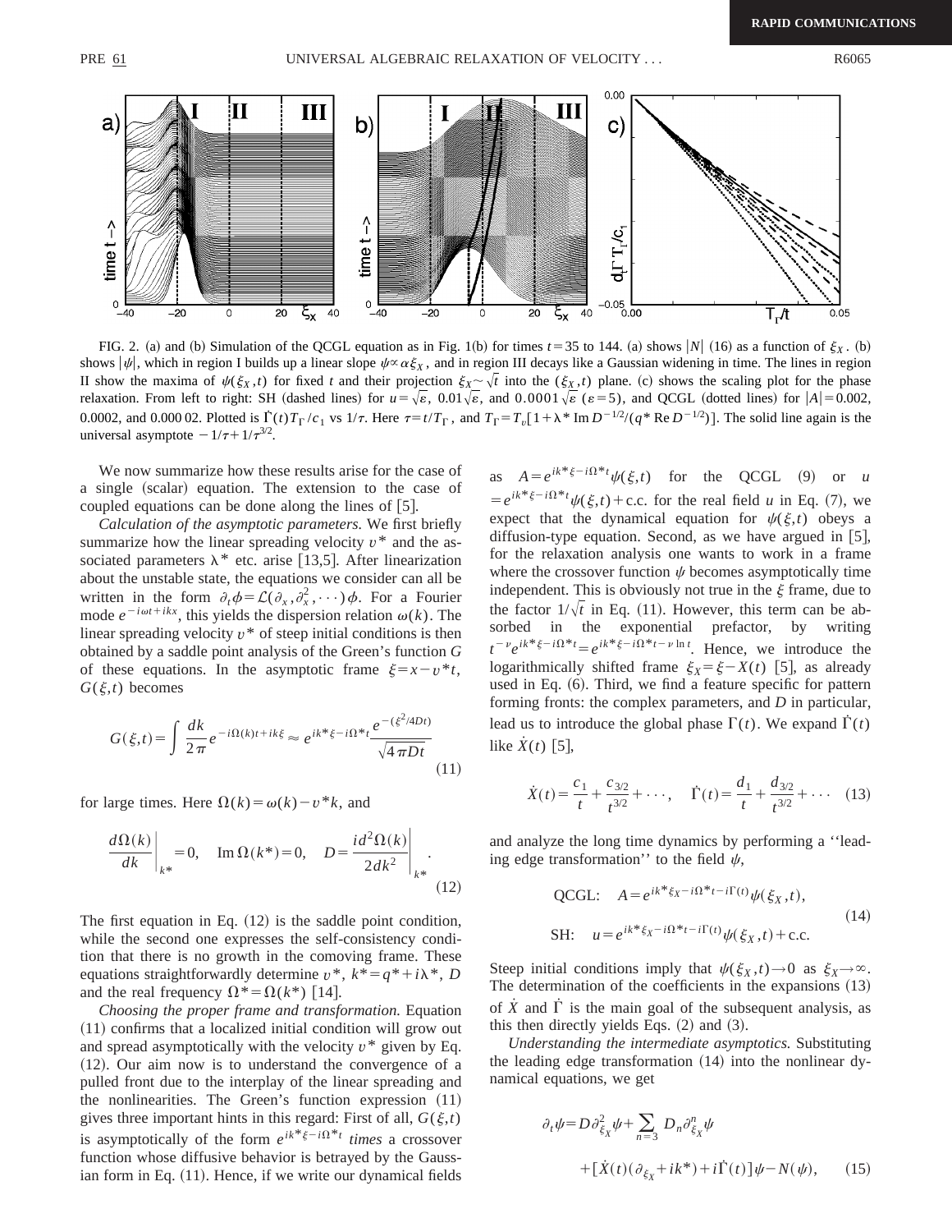FIG. 2. (a) and (b) Simulation of the QCGL equation as in Fig. 1(b) for times $t=35$ to 144. (a) shows $|N|$ (16) as a function of $\xi_X$. (b) shows $|\psi|$, which in region I builds up a linear slope $\psi \propto \alpha \xi_X$, and in region III decays like a Gaussian widening in time. The lines in region II show the maxima of $\psi(\xi_X,t)$ for fixed $t$ and their projection $\xi_X \sim \sqrt{t}$ into the $(\xi_X,t)$ plane. (c) shows the scaling plot for the phase relaxation. From left to right: SH (dashed lines) for $u=\sqrt{\varepsilon}$, $0.01\sqrt{\varepsilon}$, and $0.0001\sqrt{\varepsilon}$ ($\varepsilon=5$), and QCGL (dotted lines) for $|A|=0.002$, 0.0002, and 0.000 02. Plotted is $\dot{\Gamma}(t)T_\Gamma/c_1$ vs $1/\tau$. Here $\tau=t/T_\Gamma$, and $T_\Gamma=T_v[1+\lambda^* \,\mathrm{Im}\, D^{-1/2}/(q^* \,\mathrm{Re}\, D^{-1/2})]$. The solid line again is the universal asymptote $-1/\tau+1/\tau^{3/2}$.

We now summarize how these results arise for the case of a single (scalar) equation. The extension to the case of coupled equations can be done along the lines of [5].

*Calculation of the asymptotic parameters.* We first briefly summarize how the linear spreading velocity $v^*$ and the associated parameters $\lambda^*$ etc. arise [13,5]. After linearization about the unstable state, the equations we consider can all be written in the form $\partial_t \phi = \mathcal{L}(\partial_x, \partial_x^2, \cdots)\phi$. For a Fourier mode $e^{-i\omega t+ikx}$, this yields the dispersion relation $\omega(k)$. The linear spreading velocity $v^*$ of steep initial conditions is then obtained by a saddle point analysis of the Green's function $G$ of these equations. In the asymptotic frame $\xi=x-v^*t$, $G(\xi,t)$ becomes

$$G(\xi,t)=\int \frac{dk}{2\pi} e^{-i\Omega(k)t+ik\xi} \approx e^{ik^*\xi-i\Omega^* t}\frac{e^{-(\xi^2/4Dt)}}{\sqrt{4\pi D t}} \tag{11}$$

for large times. Here $\Omega(k)=\omega(k)-v^*k$, and

$$\left.\frac{d\Omega(k)}{dk}\right|_{k^*}=0, \quad \mathrm{Im}\,\Omega(k^*)=0, \quad D=\left.\frac{i d^2\Omega(k)}{2dk^2}\right|_{k^*}. \tag{12}$$

The first equation in Eq. (12) is the saddle point condition, while the second one expresses the self-consistency condition that there is no growth in the comoving frame. These equations straightforwardly determine $v^*$, $k^*=q^*+i\lambda^*$, $D$ and the real frequency $\Omega^*=\Omega(k^*)$ [14].

*Choosing the proper frame and transformation.* Equation (11) confirms that a localized initial condition will grow out and spread asymptotically with the velocity $v^*$ given by Eq. (12). Our aim now is to understand the convergence of a pulled front due to the interplay of the linear spreading and the nonlinearities. The Green's function expression (11) gives three important hints in this regard: First of all, $G(\xi,t)$ is asymptotically of the form $e^{ik^*\xi-i\Omega^*t}$ *times* a crossover function whose diffusive behavior is betrayed by the Gaussian form in Eq. (11). Hence, if we write our dynamical fields as $A=e^{ik^*\xi-i\Omega^*t}\psi(\xi,t)$ for the QCGL (9) or $u=e^{ik^*\xi-i\Omega^*t}\psi(\xi,t)+\mathrm{c.c.}$ for the real field $u$ in Eq. (7), we expect that the dynamical equation for $\psi(\xi,t)$ obeys a diffusion-type equation. Second, as we have argued in [5], for the relaxation analysis one wants to work in a frame where the crossover function $\psi$ becomes asymptotically time independent. This is obviously not true in the $\xi$ frame, due to the factor $1/\sqrt{t}$ in Eq. (11). However, this term can be absorbed in the exponential prefactor, by writing $t^{-\nu}e^{ik^*\xi-i\Omega^*t}=e^{ik^*\xi-i\Omega^*t-\nu \ln t}$. Hence, we introduce the logarithmically shifted frame $\xi_X=\xi-X(t)$ [5], as already used in Eq. (6). Third, we find a feature specific for pattern forming fronts: the complex parameters, and $D$ in particular, lead us to introduce the global phase $\Gamma(t)$. We expand $\dot{\Gamma}(t)$ like $\dot{X}(t)$ [5],

$$\dot{X}(t)=\frac{c_1}{t}+\frac{c_{3/2}}{t^{3/2}}+\cdots, \quad \dot{\Gamma}(t)=\frac{d_1}{t}+\frac{d_{3/2}}{t^{3/2}}+\cdots \tag{13}$$

and analyze the long time dynamics by performing a "leading edge transformation" to the field $\psi$,

$$\begin{aligned} \text{QCGL:} \quad & A=e^{ik^*\xi_X-i\Omega^*t-i\Gamma(t)}\psi(\xi_X,t), \\ \text{SH:} \quad & u=e^{ik^*\xi_X-i\Omega^*t-i\Gamma(t)}\psi(\xi_X,t)+\mathrm{c.c.} \end{aligned} \tag{14}$$

Steep initial conditions imply that $\psi(\xi_X,t)\to 0$ as $\xi_X\to\infty$. The determination of the coefficients in the expansions (13) of $\dot{X}$ and $\dot{\Gamma}$ is the main goal of the subsequent analysis, as this then directly yields Eqs. (2) and (3).

*Understanding the intermediate asymptotics.* Substituting the leading edge transformation (14) into the nonlinear dynamical equations, we get

$$\begin{aligned}\partial_t\psi = {} & D\partial_{\xi_X}^2\psi+\sum_{n=3} D_n\partial_{\xi_X}^n\psi \\ & +[\dot{X}(t)(\partial_{\xi_X}+ik^*)+i\dot{\Gamma}(t)]\psi-N(\psi), \end{aligned} \tag{15}$$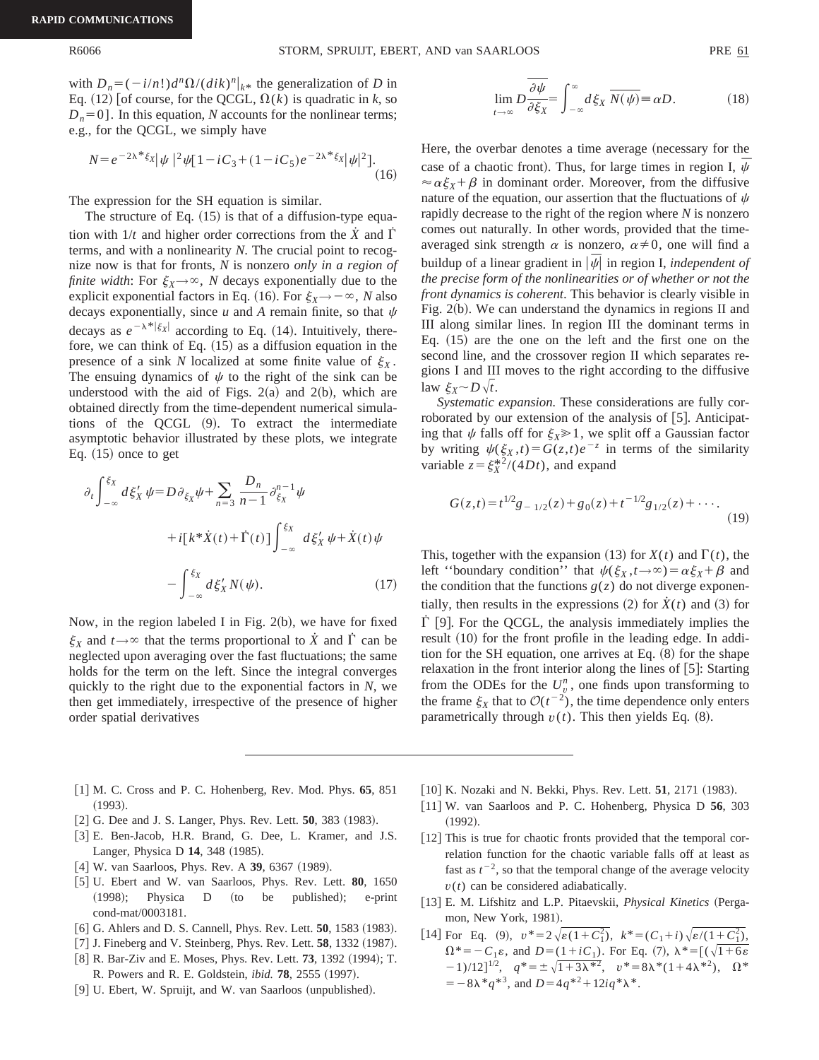with $D_n = (-i/n!) d^n \Omega/(dik)^n|_{k*}$ the generalization of $D$ in Eq. (12) [of course, for the QCGL, $\Omega(k)$ is quadratic in $k$, so $D_n = 0$]. In this equation, $N$ accounts for the nonlinear terms; e.g., for the QCGL, we simply have

$$N = e^{-2\lambda^* \xi_X} |\psi|^2 \psi [1 - iC_3 + (1 - iC_5) e^{-2\lambda^* \xi_X} |\psi|^2]. \tag{16}$$

The expression for the SH equation is similar.

The structure of Eq. (15) is that of a diffusion-type equation with $1/t$ and higher order corrections from the $\dot{X}$ and $\dot{\Gamma}$ terms, and with a nonlinearity $N$. The crucial point to recognize now is that for fronts, $N$ is nonzero *only in a region of finite width*: For $\xi_X \to \infty$, $N$ decays exponentially due to the explicit exponential factors in Eq. (16). For $\xi_X \to -\infty$, $N$ also decays exponentially, since $u$ and $A$ remain finite, so that $\psi$ decays as $e^{-\lambda^* |\xi_X|}$ according to Eq. (14). Intuitively, therefore, we can think of Eq. (15) as a diffusion equation in the presence of a sink $N$ localized at some finite value of $\xi_X$. The ensuing dynamics of $\psi$ to the right of the sink can be understood with the aid of Figs. 2(a) and 2(b), which are obtained directly from the time-dependent numerical simulations of the QCGL (9). To extract the intermediate asymptotic behavior illustrated by these plots, we integrate Eq. (15) once to get

$$\begin{aligned}
\partial_t \int_{-\infty}^{\xi_X} d\xi'_X \, \psi = {} & D \partial_{\xi_X} \psi + \sum_{n=3} \frac{D_n}{n-1} \partial_{\xi_X}^{n-1} \psi \\
& + i[k^* \dot{X}(t) + \dot{\Gamma}(t)] \int_{-\infty}^{\xi_X} d\xi'_X \, \psi + \dot{X}(t) \psi \\
& - \int_{-\infty}^{\xi_X} d\xi'_X \, N(\psi).
\end{aligned} \tag{17}$$

Now, in the region labeled I in Fig. 2(b), we have for fixed $\xi_X$ and $t \to \infty$ that the terms proportional to $\dot{X}$ and $\dot{\Gamma}$ can be neglected upon averaging over the fast fluctuations; the same holds for the term on the left. Since the integral converges quickly to the right due to the exponential factors in $N$, we then get immediately, irrespective of the presence of higher order spatial derivatives

$$\lim_{t \to \infty} D \overline{\frac{\partial \psi}{\partial \xi_X}} = \int_{-\infty}^{\infty} d\xi_X \, \overline{N(\psi)} \equiv \alpha D. \tag{18}$$

Here, the overbar denotes a time average (necessary for the case of a chaotic front). Thus, for large times in region I, $\overline{\psi} \approx \alpha \xi_X + \beta$ in dominant order. Moreover, from the diffusive nature of the equation, our assertion that the fluctuations of $\psi$ rapidly decrease to the right of the region where $N$ is nonzero comes out naturally. In other words, provided that the time-averaged sink strength $\alpha$ is nonzero, $\alpha \neq 0$, one will find a buildup of a linear gradient in $|\overline{\psi}|$ in region I, *independent of the precise form of the nonlinearities or of whether or not the front dynamics is coherent*. This behavior is clearly visible in Fig. 2(b). We can understand the dynamics in regions II and III along similar lines. In region III the dominant terms in Eq. (15) are the one on the left and the first one on the second line, and the crossover region II which separates regions I and III moves to the right according to the diffusive law $\xi_X \sim D\sqrt{t}$.

*Systematic expansion.* These considerations are fully corroborated by our extension of the analysis of [5]. Anticipating that $\psi$ falls off for $\xi_X \gg 1$, we split off a Gaussian factor by writing $\psi(\xi_X, t) = G(z,t) e^{-z}$ in terms of the similarity variable $z = \xi_X^{*2}/(4Dt)$, and expand

$$G(z,t) = t^{1/2} g_{-1/2}(z) + g_0(z) + t^{-1/2} g_{1/2}(z) + \cdots. \tag{19}$$

This, together with the expansion (13) for $X(t)$ and $\Gamma(t)$, the left "boundary condition" that $\psi(\xi_X, t \to \infty) = \alpha \xi_X + \beta$ and the condition that the functions $g(z)$ do not diverge exponentially, then results in the expressions (2) for $\dot{X}(t)$ and (3) for $\dot{\Gamma}$ [9]. For the QCGL, the analysis immediately implies the result (10) for the front profile in the leading edge. In addition for the SH equation, one arrives at Eq. (8) for the shape relaxation in the front interior along the lines of [5]: Starting from the ODEs for the $U_v^n$, one finds upon transforming to the frame $\xi_X$ that to $\mathcal{O}(t^{-2})$, the time dependence only enters parametrically through $v(t)$. This then yields Eq. (8).

---

[1] M. C. Cross and P. C. Hohenberg, Rev. Mod. Phys. **65**, 851 (1993).

[2] G. Dee and J. S. Langer, Phys. Rev. Lett. **50**, 383 (1983).

[3] E. Ben-Jacob, H.R. Brand, G. Dee, L. Kramer, and J.S. Langer, Physica D **14**, 348 (1985).

[4] W. van Saarloos, Phys. Rev. A **39**, 6367 (1989).

[5] U. Ebert and W. van Saarloos, Phys. Rev. Lett. **80**, 1650 (1998); Physica D (to be published); e-print cond-mat/0003181.

[6] G. Ahlers and D. S. Cannell, Phys. Rev. Lett. **50**, 1583 (1983).

[7] J. Fineberg and V. Steinberg, Phys. Rev. Lett. **58**, 1332 (1987).

[8] R. Bar-Ziv and E. Moses, Phys. Rev. Lett. **73**, 1392 (1994); T. R. Powers and R. E. Goldstein, *ibid.* **78**, 2555 (1997).

[9] U. Ebert, W. Spruijt, and W. van Saarloos (unpublished).

[10] K. Nozaki and N. Bekki, Phys. Rev. Lett. **51**, 2171 (1983).

[11] W. van Saarloos and P. C. Hohenberg, Physica D **56**, 303 (1992).

[12] This is true for chaotic fronts provided that the temporal correlation function for the chaotic variable falls off at least as fast as $t^{-2}$, so that the temporal change of the average velocity $v(t)$ can be considered adiabatically.

[13] E. M. Lifshitz and L.P. Pitaevskii, *Physical Kinetics* (Pergamon, New York, 1981).

[14] For Eq. (9), $v^* = 2\sqrt{\varepsilon(1 + C_1^2)}$, $k^* = (C_1 + i)\sqrt{\varepsilon/(1 + C_1^2)}$, $\Omega^* = -C_1 \varepsilon$, and $D = (1 + iC_1)$. For Eq. (7), $\lambda^* = [(\sqrt{1 + 6\varepsilon} - 1)/12]^{1/2}$, $q^* = \pm\sqrt{1 + 3\lambda^{*2}}$, $v^* = 8\lambda^*(1 + 4\lambda^{*2})$, $\Omega^* = -8\lambda^* q^{*3}$, and $D = 4q^{*2} + 12iq^*\lambda^*$.